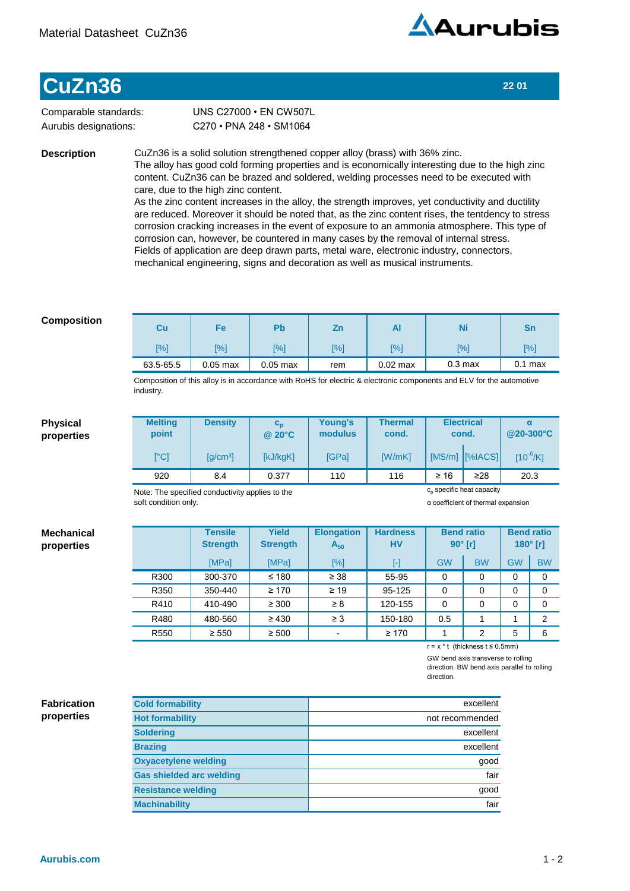Material Datasheet CuZn36

# CuZn36

22 01

Comparable standards: UNS C27000 • EN CW507L
Aurubis designations: C270 • PNA 248 • SM1064

## Description

CuZn36 is a solid solution strengthened copper alloy (brass) with 36% zinc.
The alloy has good cold forming properties and is economically interesting due to the high zinc content. CuZn36 can be brazed and soldered, welding processes need to be executed with care, due to the high zinc content.
As the zinc content increases in the alloy, the strength improves, yet conductivity and ductility are reduced. Moreover it should be noted that, as the zinc content rises, the tentdency to stress corrosion cracking increases in the event of exposure to an ammonia atmosphere. This type of corrosion can, however, be countered in many cases by the removal of internal stress.
Fields of application are deep drawn parts, metal ware, electronic industry, connectors, mechanical engineering, signs and decoration as well as musical instruments.

## Composition

| Cu | Fe | Pb | Zn | Al | Ni | Sn |
|---|---|---|---|---|---|---|
| [%] | [%] | [%] | [%] | [%] | [%] | [%] |
| 63.5-65.5 | 0.05 max | 0.05 max | rem | 0.02 max | 0.3 max | 0.1 max |

Composition of this alloy is in accordance with RoHS for electric & electronic components and ELV for the automotive industry.

## Physical properties

| Melting point | Density | $c_p$ @ 20°C | Young's modulus | Thermal cond. | Electrical cond. | | α @20-300°C |
|---|---|---|---|---|---|---|---|
| [°C] | [g/cm³] | [kJ/kgK] | [GPa] | [W/mK] | [MS/m] | [%IACS] | [$10^{-6}$/K] |
| 920 | 8.4 | 0.377 | 110 | 116 | ≥ 16 | ≥28 | 20.3 |

Note: The specified conductivity applies to the soft condition only.

$c_p$ specific heat capacity
α coefficient of thermal expansion

## Mechanical properties

| | Tensile Strength | Yield Strength | Elongation $A_{50}$ | Hardness HV | Bend ratio 90° [r] | | Bend ratio 180° [r] | |
|---|---|---|---|---|---|---|---|---|
| | [MPa] | [MPa] | [%] | [-] | GW | BW | GW | BW |
| R300 | 300-370 | ≤ 180 | ≥ 38 | 55-95 | 0 | 0 | 0 | 0 |
| R350 | 350-440 | ≥ 170 | ≥ 19 | 95-125 | 0 | 0 | 0 | 0 |
| R410 | 410-490 | ≥ 300 | ≥ 8 | 120-155 | 0 | 0 | 0 | 0 |
| R480 | 480-560 | ≥ 430 | ≥ 3 | 150-180 | 0.5 | 1 | 1 | 2 |
| R550 | ≥ 550 | ≥ 500 | - | ≥ 170 | 1 | 2 | 5 | 6 |

r = x * t (thickness t ≤ 0.5mm)

GW bend axis transverse to rolling direction. BW bend axis parallel to rolling direction.

## Fabrication properties

| Property | Rating |
|---|---|
| Cold formability | excellent |
| Hot formability | not recommended |
| Soldering | excellent |
| Brazing | excellent |
| Oxyacetylene welding | good |
| Gas shielded arc welding | fair |
| Resistance welding | good |
| Machinability | fair |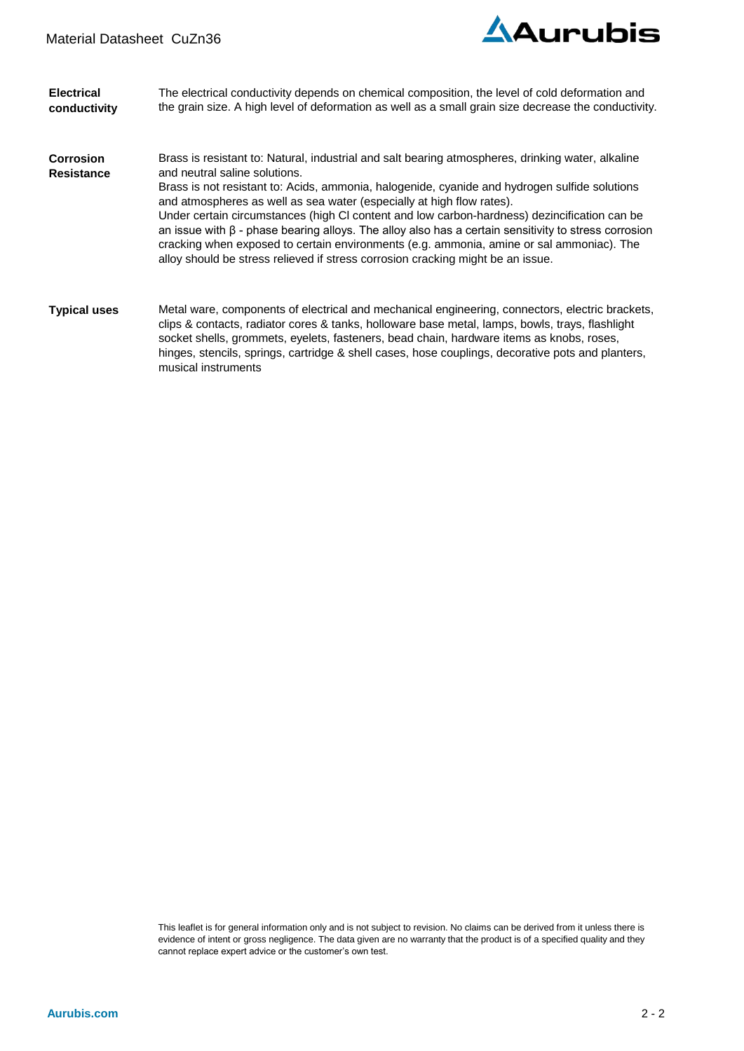**Electrical conductivity**

The electrical conductivity depends on chemical composition, the level of cold deformation and the grain size. A high level of deformation as well as a small grain size decrease the conductivity.

**Corrosion Resistance**

Brass is resistant to: Natural, industrial and salt bearing atmospheres, drinking water, alkaline and neutral saline solutions.
Brass is not resistant to: Acids, ammonia, halogenide, cyanide and hydrogen sulfide solutions and atmospheres as well as sea water (especially at high flow rates).
Under certain circumstances (high Cl content and low carbon-hardness) dezincification can be an issue with β - phase bearing alloys. The alloy also has a certain sensitivity to stress corrosion cracking when exposed to certain environments (e.g. ammonia, amine or sal ammoniac). The alloy should be stress relieved if stress corrosion cracking might be an issue.

**Typical uses**

Metal ware, components of electrical and mechanical engineering, connectors, electric brackets, clips & contacts, radiator cores & tanks, holloware base metal, lamps, bowls, trays, flashlight socket shells, grommets, eyelets, fasteners, bead chain, hardware items as knobs, roses, hinges, stencils, springs, cartridge & shell cases, hose couplings, decorative pots and planters, musical instruments

This leaflet is for general information only and is not subject to revision. No claims can be derived from it unless there is evidence of intent or gross negligence. The data given are no warranty that the product is of a specified quality and they cannot replace expert advice or the customer's own test.